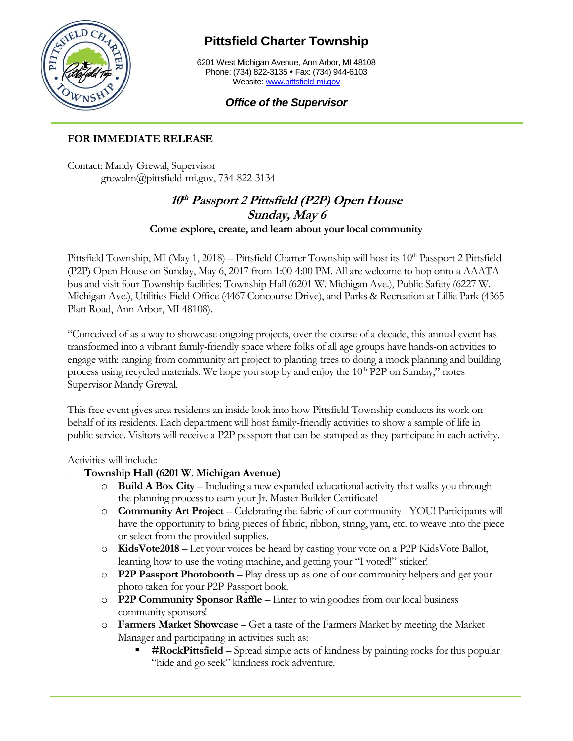# Pittsfield Charter Township

6201 West Michigan Avenue, Ann Arbor, MI 48108
Phone: (734) 822-3135 • Fax: (734) 944-6103
Website: www.pittsfield-mi.gov

***Office of the Supervisor***

**FOR IMMEDIATE RELEASE**

Contact: Mandy Grewal, Supervisor
grewalm@pittsfield-mi.gov, 734-822-3134

## *10th Passport 2 Pittsfield (P2P) Open House*
## *Sunday, May 6*
### Come explore, create, and learn about your local community

Pittsfield Township, MI (May 1, 2018) – Pittsfield Charter Township will host its 10th Passport 2 Pittsfield (P2P) Open House on Sunday, May 6, 2017 from 1:00-4:00 PM. All are welcome to hop onto a AAATA bus and visit four Township facilities: Township Hall (6201 W. Michigan Ave.), Public Safety (6227 W. Michigan Ave.), Utilities Field Office (4467 Concourse Drive), and Parks & Recreation at Lillie Park (4365 Platt Road, Ann Arbor, MI 48108).

"Conceived of as a way to showcase ongoing projects, over the course of a decade, this annual event has transformed into a vibrant family-friendly space where folks of all age groups have hands-on activities to engage with: ranging from community art project to planting trees to doing a mock planning and building process using recycled materials. We hope you stop by and enjoy the 10th P2P on Sunday," notes Supervisor Mandy Grewal.

This free event gives area residents an inside look into how Pittsfield Township conducts its work on behalf of its residents. Each department will host family-friendly activities to show a sample of life in public service. Visitors will receive a P2P passport that can be stamped as they participate in each activity.

Activities will include:

- **Township Hall (6201 W. Michigan Avenue)**
  - **Build A Box City** – Including a new expanded educational activity that walks you through the planning process to earn your Jr. Master Builder Certificate!
  - **Community Art Project** – Celebrating the fabric of our community - YOU! Participants will have the opportunity to bring pieces of fabric, ribbon, string, yarn, etc. to weave into the piece or select from the provided supplies.
  - **KidsVote2018** – Let your voices be heard by casting your vote on a P2P KidsVote Ballot, learning how to use the voting machine, and getting your "I voted!" sticker!
  - **P2P Passport Photobooth** – Play dress up as one of our community helpers and get your photo taken for your P2P Passport book.
  - **P2P Community Sponsor Raffle** – Enter to win goodies from our local business community sponsors!
  - **Farmers Market Showcase** – Get a taste of the Farmers Market by meeting the Market Manager and participating in activities such as:
    - **#RockPittsfield** – Spread simple acts of kindness by painting rocks for this popular "hide and go seek" kindness rock adventure.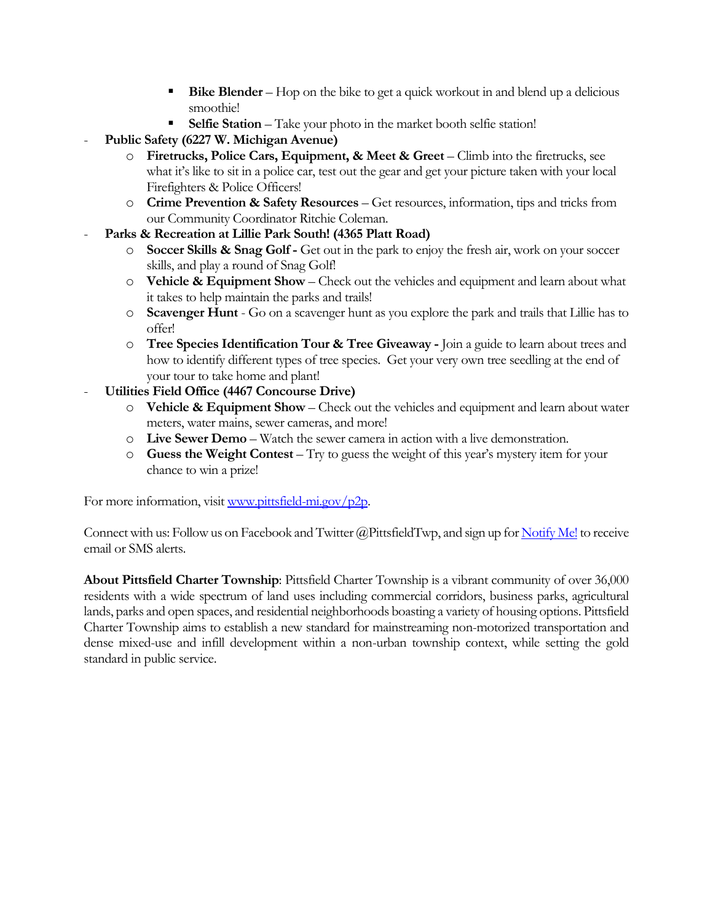- **Bike Blender** – Hop on the bike to get a quick workout in and blend up a delicious smoothie!
        - **Selfie Station** – Take your photo in the market booth selfie station!
- **Public Safety (6227 W. Michigan Avenue)**
    - **Firetrucks, Police Cars, Equipment, & Meet & Greet** – Climb into the firetrucks, see what it's like to sit in a police car, test out the gear and get your picture taken with your local Firefighters & Police Officers!
    - **Crime Prevention & Safety Resources** – Get resources, information, tips and tricks from our Community Coordinator Ritchie Coleman.
- **Parks & Recreation at Lillie Park South! (4365 Platt Road)**
    - **Soccer Skills & Snag Golf -** Get out in the park to enjoy the fresh air, work on your soccer skills, and play a round of Snag Golf!
    - **Vehicle & Equipment Show** – Check out the vehicles and equipment and learn about what it takes to help maintain the parks and trails!
    - **Scavenger Hunt** - Go on a scavenger hunt as you explore the park and trails that Lillie has to offer!
    - **Tree Species Identification Tour & Tree Giveaway -** Join a guide to learn about trees and how to identify different types of tree species. Get your very own tree seedling at the end of your tour to take home and plant!
- **Utilities Field Office (4467 Concourse Drive)**
    - **Vehicle & Equipment Show** – Check out the vehicles and equipment and learn about water meters, water mains, sewer cameras, and more!
    - **Live Sewer Demo** – Watch the sewer camera in action with a live demonstration.
    - **Guess the Weight Contest** – Try to guess the weight of this year's mystery item for your chance to win a prize!

For more information, visit [www.pittsfield-mi.gov/p2p](www.pittsfield-mi.gov/p2p).

Connect with us: Follow us on Facebook and Twitter @PittsfieldTwp, and sign up for [Notify Me!]() to receive email or SMS alerts.

**About Pittsfield Charter Township**: Pittsfield Charter Township is a vibrant community of over 36,000 residents with a wide spectrum of land uses including commercial corridors, business parks, agricultural lands, parks and open spaces, and residential neighborhoods boasting a variety of housing options. Pittsfield Charter Township aims to establish a new standard for mainstreaming non-motorized transportation and dense mixed-use and infill development within a non-urban township context, while setting the gold standard in public service.